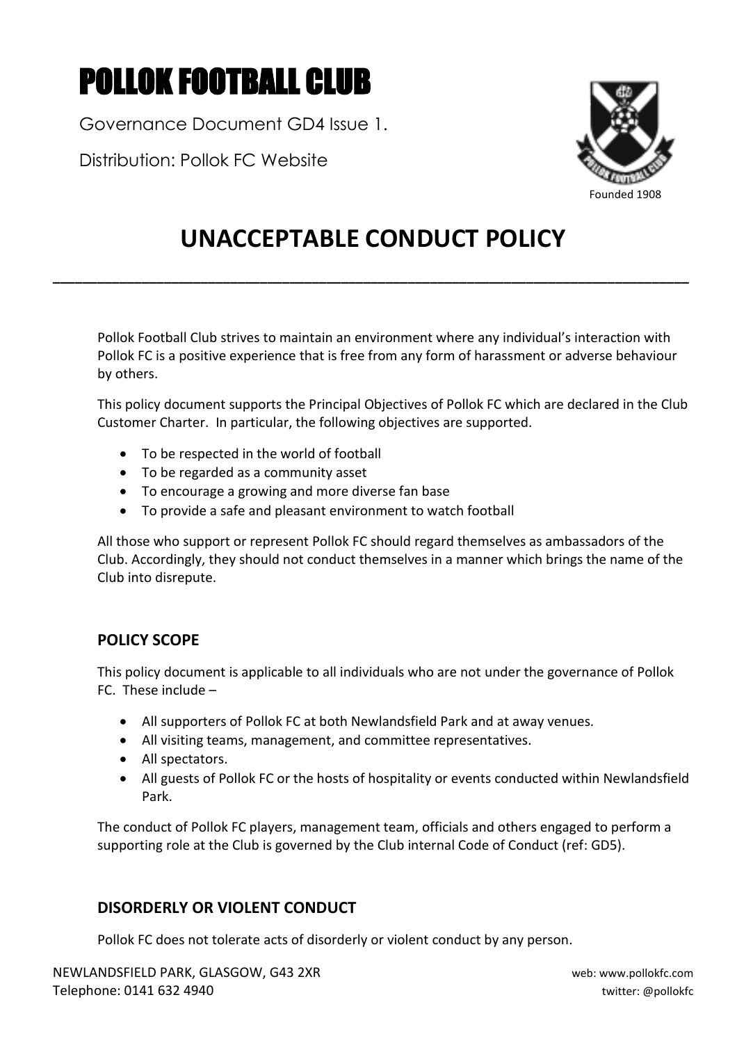# POLLOK FOOTBALL CLUB

Governance Document GD4 Issue 1.

Distribution: Pollok FC Website

Founded 1908

## UNACCEPTABLE CONDUCT POLICY

---

Pollok Football Club strives to maintain an environment where any individual's interaction with Pollok FC is a positive experience that is free from any form of harassment or adverse behaviour by others.

This policy document supports the Principal Objectives of Pollok FC which are declared in the Club Customer Charter. In particular, the following objectives are supported.

- To be respected in the world of football
- To be regarded as a community asset
- To encourage a growing and more diverse fan base
- To provide a safe and pleasant environment to watch football

All those who support or represent Pollok FC should regard themselves as ambassadors of the Club. Accordingly, they should not conduct themselves in a manner which brings the name of the Club into disrepute.

### POLICY SCOPE

This policy document is applicable to all individuals who are not under the governance of Pollok FC. These include –

- All supporters of Pollok FC at both Newlandsfield Park and at away venues.
- All visiting teams, management, and committee representatives.
- All spectators.
- All guests of Pollok FC or the hosts of hospitality or events conducted within Newlandsfield Park.

The conduct of Pollok FC players, management team, officials and others engaged to perform a supporting role at the Club is governed by the Club internal Code of Conduct (ref: GD5).

### DISORDERLY OR VIOLENT CONDUCT

Pollok FC does not tolerate acts of disorderly or violent conduct by any person.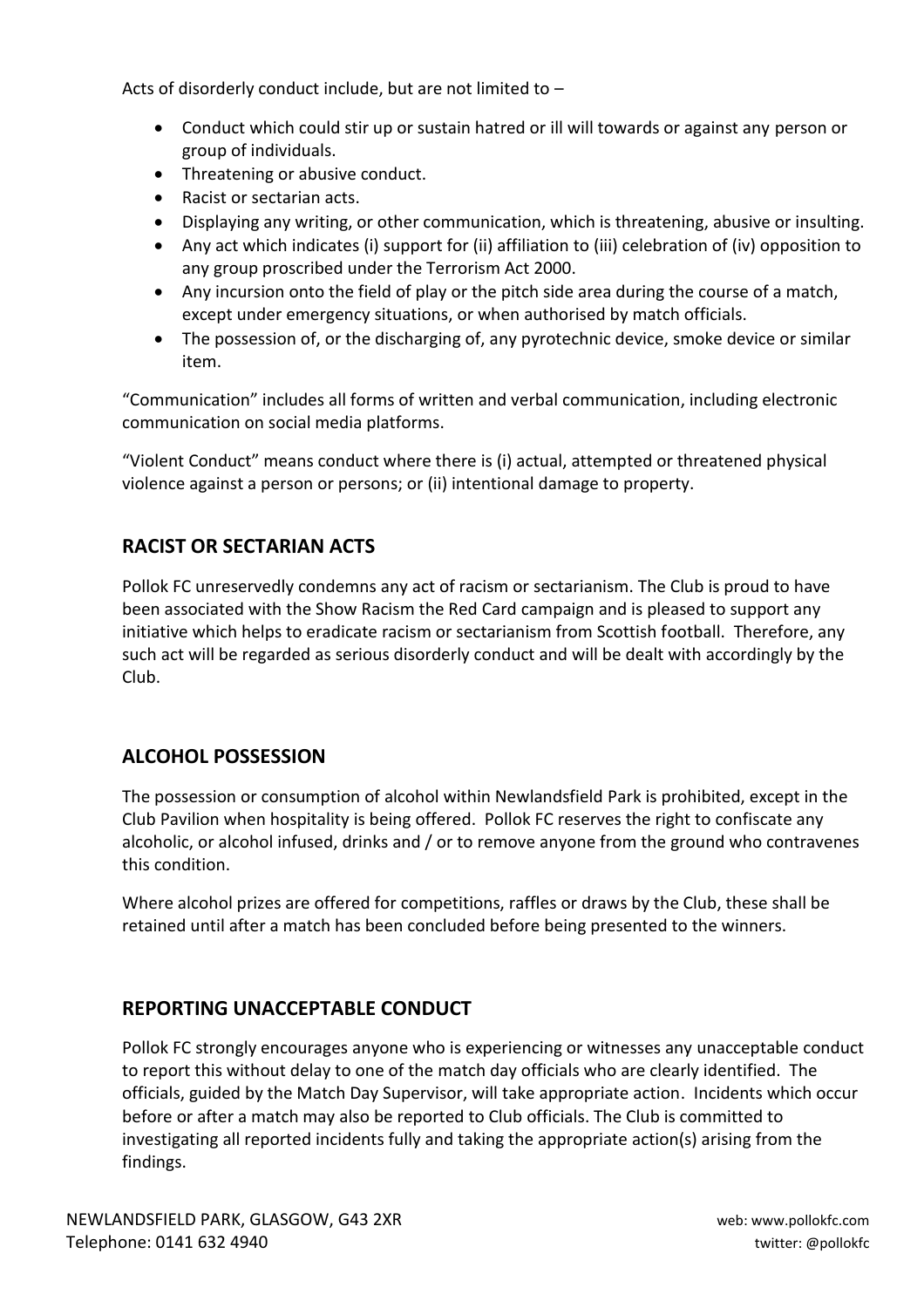Acts of disorderly conduct include, but are not limited to –

- Conduct which could stir up or sustain hatred or ill will towards or against any person or group of individuals.
- Threatening or abusive conduct.
- Racist or sectarian acts.
- Displaying any writing, or other communication, which is threatening, abusive or insulting.
- Any act which indicates (i) support for (ii) affiliation to (iii) celebration of (iv) opposition to any group proscribed under the Terrorism Act 2000.
- Any incursion onto the field of play or the pitch side area during the course of a match, except under emergency situations, or when authorised by match officials.
- The possession of, or the discharging of, any pyrotechnic device, smoke device or similar item.

"Communication" includes all forms of written and verbal communication, including electronic communication on social media platforms.

"Violent Conduct" means conduct where there is (i) actual, attempted or threatened physical violence against a person or persons; or (ii) intentional damage to property.

## RACIST OR SECTARIAN ACTS

Pollok FC unreservedly condemns any act of racism or sectarianism. The Club is proud to have been associated with the Show Racism the Red Card campaign and is pleased to support any initiative which helps to eradicate racism or sectarianism from Scottish football. Therefore, any such act will be regarded as serious disorderly conduct and will be dealt with accordingly by the Club.

## ALCOHOL POSSESSION

The possession or consumption of alcohol within Newlandsfield Park is prohibited, except in the Club Pavilion when hospitality is being offered. Pollok FC reserves the right to confiscate any alcoholic, or alcohol infused, drinks and / or to remove anyone from the ground who contravenes this condition.

Where alcohol prizes are offered for competitions, raffles or draws by the Club, these shall be retained until after a match has been concluded before being presented to the winners.

## REPORTING UNACCEPTABLE CONDUCT

Pollok FC strongly encourages anyone who is experiencing or witnesses any unacceptable conduct to report this without delay to one of the match day officials who are clearly identified. The officials, guided by the Match Day Supervisor, will take appropriate action. Incidents which occur before or after a match may also be reported to Club officials. The Club is committed to investigating all reported incidents fully and taking the appropriate action(s) arising from the findings.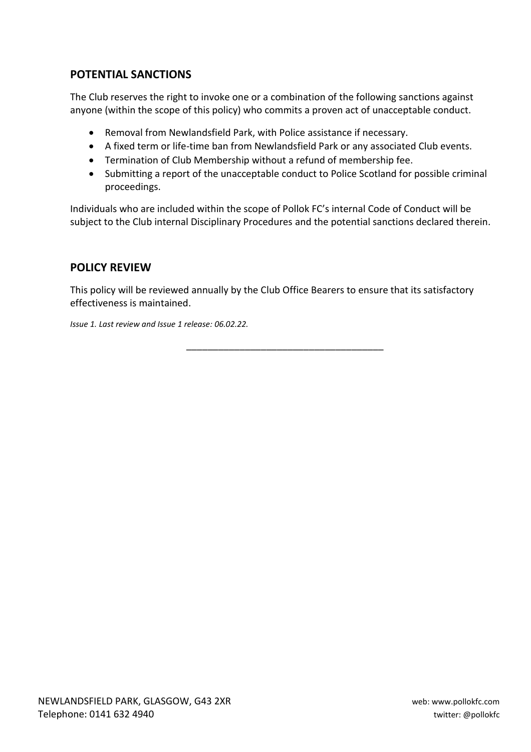## POTENTIAL SANCTIONS

The Club reserves the right to invoke one or a combination of the following sanctions against anyone (within the scope of this policy) who commits a proven act of unacceptable conduct.

- Removal from Newlandsfield Park, with Police assistance if necessary.
- A fixed term or life-time ban from Newlandsfield Park or any associated Club events.
- Termination of Club Membership without a refund of membership fee.
- Submitting a report of the unacceptable conduct to Police Scotland for possible criminal proceedings.

Individuals who are included within the scope of Pollok FC's internal Code of Conduct will be subject to the Club internal Disciplinary Procedures and the potential sanctions declared therein.

## POLICY REVIEW

This policy will be reviewed annually by the Club Office Bearers to ensure that its satisfactory effectiveness is maintained.

*Issue 1. Last review and Issue 1 release: 06.02.22.*

---